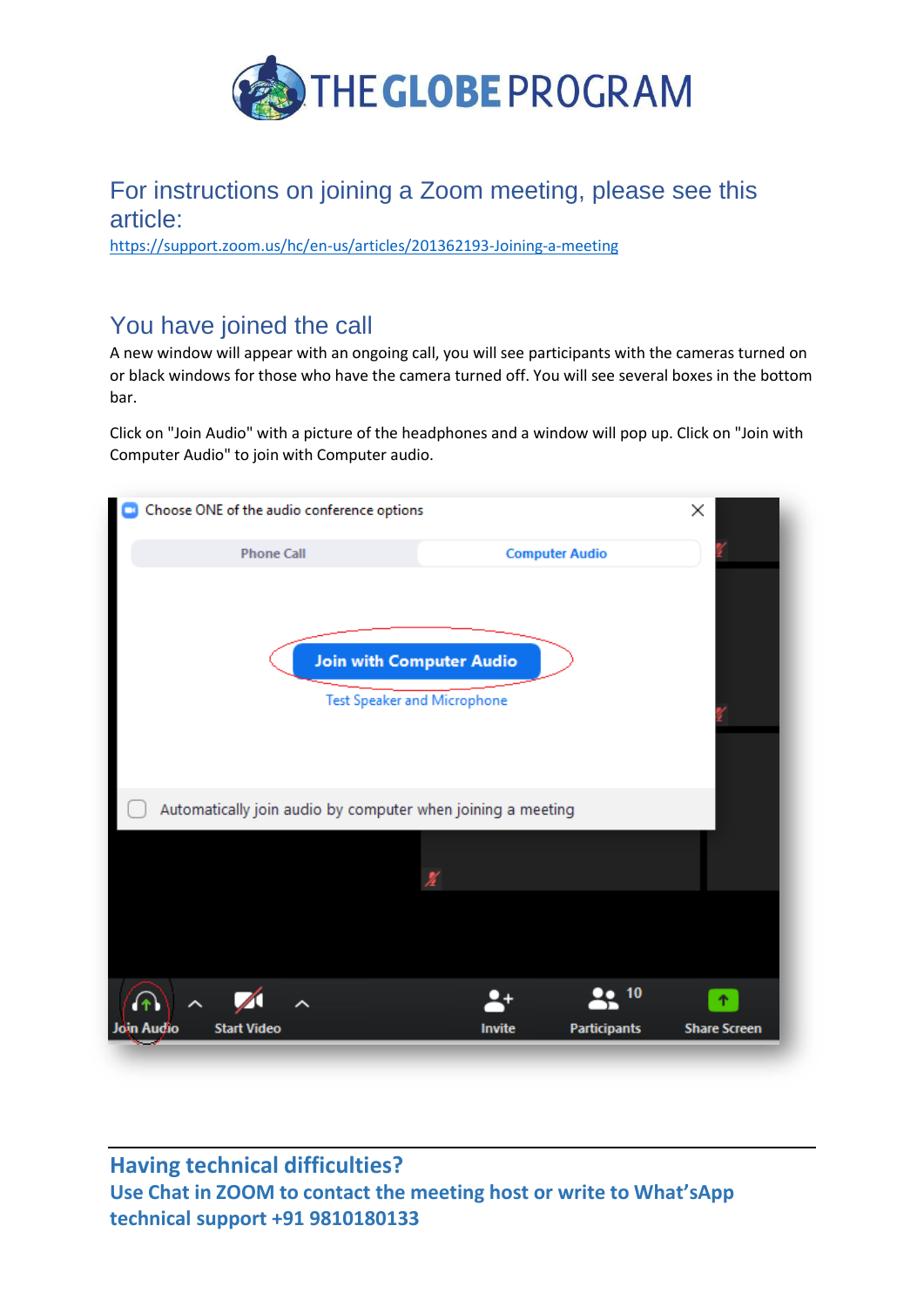# THE GLOBE PROGRAM

## For instructions on joining a Zoom meeting, please see this article:

https://support.zoom.us/hc/en-us/articles/201362193-Joining-a-meeting

## You have joined the call

A new window will appear with an ongoing call, you will see participants with the cameras turned on or black windows for those who have the camera turned off. You will see several boxes in the bottom bar.

Click on "Join Audio" with a picture of the headphones and a window will pop up. Click on "Join with Computer Audio" to join with Computer audio.

**Having technical difficulties?**
**Use Chat in ZOOM to contact the meeting host or write to What'sApp technical support +91 9810180133**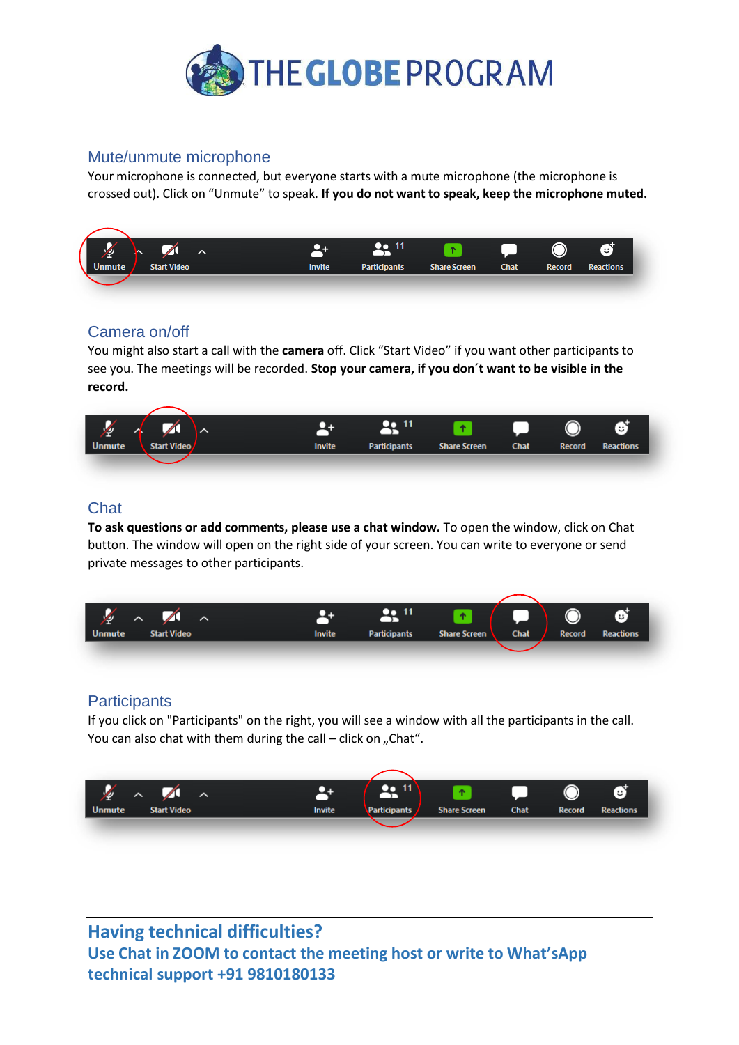# THE GLOBE PROGRAM

## Mute/unmute microphone

Your microphone is connected, but everyone starts with a mute microphone (the microphone is crossed out). Click on "Unmute" to speak. **If you do not want to speak, keep the microphone muted.**

## Camera on/off

You might also start a call with the **camera** off. Click "Start Video" if you want other participants to see you. The meetings will be recorded. **Stop your camera, if you don´t want to be visible in the record.**

## Chat

**To ask questions or add comments, please use a chat window.** To open the window, click on Chat button. The window will open on the right side of your screen. You can write to everyone or send private messages to other participants.

## Participants

If you click on "Participants" on the right, you will see a window with all the participants in the call. You can also chat with them during the call – click on „Chat".

---

## Having technical difficulties?

**Use Chat in ZOOM to contact the meeting host or write to What'sApp technical support +91 9810180133**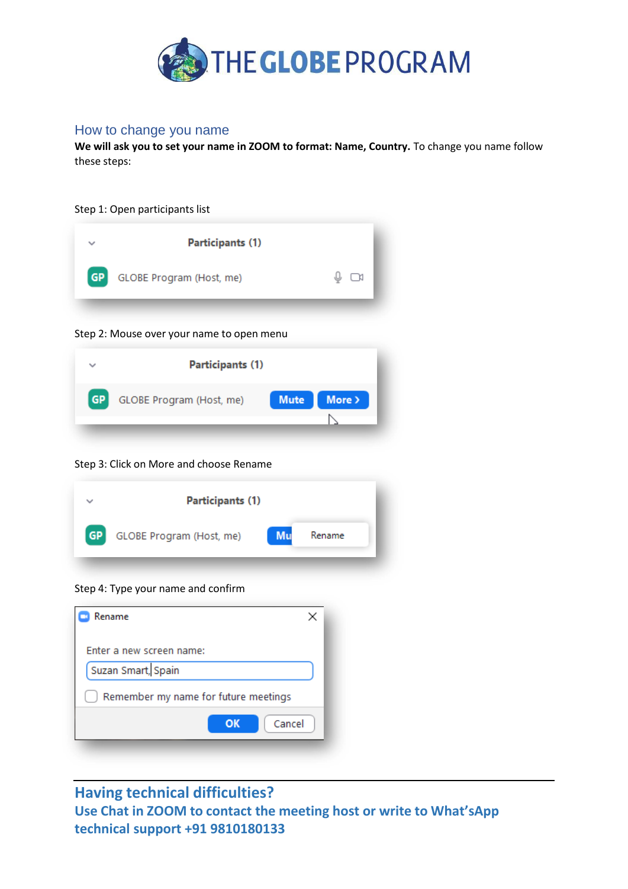# THE GLOBE PROGRAM

## How to change you name

**We will ask you to set your name in ZOOM to format: Name, Country.** To change you name follow these steps:

Step 1: Open participants list

Participants (1)

GP GLOBE Program (Host, me)

Step 2: Mouse over your name to open menu

Participants (1)

GP GLOBE Program (Host, me) Mute More >

Step 3: Click on More and choose Rename

Participants (1)

GP GLOBE Program (Host, me) Mu Rename

Step 4: Type your name and confirm

Rename

Enter a new screen name:

Suzan Smart, Spain

Remember my name for future meetings

OK Cancel

---

## Having technical difficulties?

## Use Chat in ZOOM to contact the meeting host or write to What'sApp technical support +91 9810180133